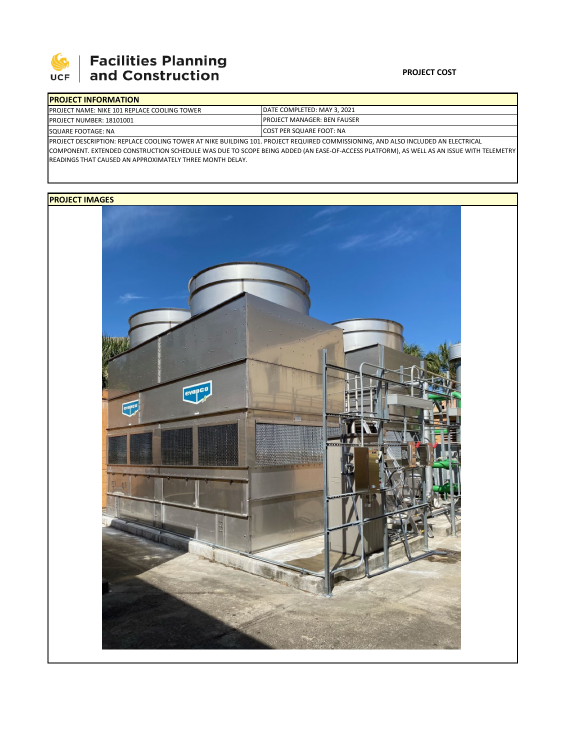Facilities Planning and Construction

**PROJECT COST**

## PROJECT INFORMATION

| PROJECT NAME: NIKE 101 REPLACE COOLING TOWER | DATE COMPLETED: MAY 3, 2021 |
|---|---|
| PROJECT NUMBER: 18101001 | PROJECT MANAGER: BEN FAUSER |
| SQUARE FOOTAGE: NA | COST PER SQUARE FOOT: NA |

PROJECT DESCRIPTION: REPLACE COOLING TOWER AT NIKE BUILDING 101. PROJECT REQUIRED COMMISSIONING, AND ALSO INCLUDED AN ELECTRICAL COMPONENT. EXTENDED CONSTRUCTION SCHEDULE WAS DUE TO SCOPE BEING ADDED (AN EASE-OF-ACCESS PLATFORM), AS WELL AS AN ISSUE WITH TELEMETRY READINGS THAT CAUSED AN APPROXIMATELY THREE MONTH DELAY.

## PROJECT IMAGES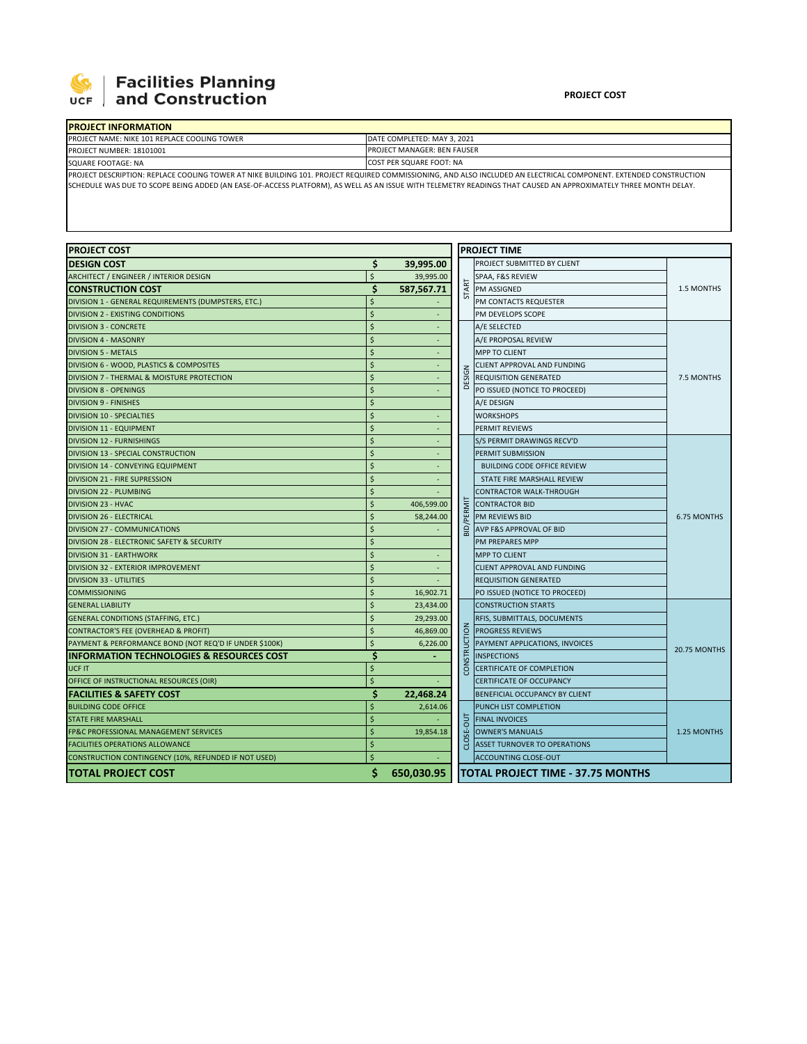**Facilities Planning and Construction**

**PROJECT COST**

| **PROJECT INFORMATION** | |
|---|---|
| PROJECT NAME: NIKE 101 REPLACE COOLING TOWER | DATE COMPLETED: MAY 3, 2021 |
| PROJECT NUMBER: 18101001 | PROJECT MANAGER: BEN FAUSER |
| SQUARE FOOTAGE: NA | COST PER SQUARE FOOT: NA |

PROJECT DESCRIPTION: REPLACE COOLING TOWER AT NIKE BUILDING 101. PROJECT REQUIRED COMMISSIONING, AND ALSO INCLUDED AN ELECTRICAL COMPONENT. EXTENDED CONSTRUCTION SCHEDULE WAS DUE TO SCOPE BEING ADDED (AN EASE-OF-ACCESS PLATFORM), AS WELL AS AN ISSUE WITH TELEMETRY READINGS THAT CAUSED AN APPROXIMATELY THREE MONTH DELAY.

| **PROJECT COST** | |
|---|---|
| **DESIGN COST** | **$ 39,995.00** |
| ARCHITECT / ENGINEER / INTERIOR DESIGN | $ 39,995.00 |
| **CONSTRUCTION COST** | **$ 587,567.71** |
| DIVISION 1 - GENERAL REQUIREMENTS (DUMPSTERS, ETC.) | $ - |
| DIVISION 2 - EXISTING CONDITIONS | $ - |
| DIVISION 3 - CONCRETE | $ - |
| DIVISION 4 - MASONRY | $ - |
| DIVISION 5 - METALS | $ - |
| DIVISION 6 - WOOD, PLASTICS & COMPOSITES | $ - |
| DIVISION 7 - THERMAL & MOISTURE PROTECTION | $ - |
| DIVISION 8 - OPENINGS | $ - |
| DIVISION 9 - FINISHES | $ |
| DIVISION 10 - SPECIALTIES | $ - |
| DIVISION 11 - EQUIPMENT | $ - |
| DIVISION 12 - FURNISHINGS | $ - |
| DIVISION 13 - SPECIAL CONSTRUCTION | $ - |
| DIVISION 14 - CONVEYING EQUIPMENT | $ - |
| DIVISION 21 - FIRE SUPRESSION | $ - |
| DIVISION 22 - PLUMBING | $ - |
| DIVISION 23 - HVAC | $ 406,599.00 |
| DIVISION 26 - ELECTRICAL | $ 58,244.00 |
| DIVISION 27 - COMMUNICATIONS | $ - |
| DIVISION 28 - ELECTRONIC SAFETY & SECURITY | $ |
| DIVISION 31 - EARTHWORK | $ - |
| DIVISION 32 - EXTERIOR IMPROVEMENT | $ - |
| DIVISION 33 - UTILITIES | $ - |
| COMMISSIONING | $ 16,902.71 |
| GENERAL LIABILITY | $ 23,434.00 |
| GENERAL CONDITIONS (STAFFING, ETC.) | $ 29,293.00 |
| CONTRACTOR'S FEE (OVERHEAD & PROFIT) | $ 46,869.00 |
| PAYMENT & PERFORMANCE BOND (NOT REQ'D IF UNDER $100K) | $ 6,226.00 |
| **INFORMATION TECHNOLOGIES & RESOURCES COST** | **$ -** |
| UCF IT | $ |
| OFFICE OF INSTRUCTIONAL RESOURCES (OIR) | $ - |
| **FACILITIES & SAFETY COST** | **$ 22,468.24** |
| BUILDING CODE OFFICE | $ 2,614.06 |
| STATE FIRE MARSHALL | $ - |
| FP&C PROFESSIONAL MANAGEMENT SERVICES | $ 19,854.18 |
| FACILITIES OPERATIONS ALLOWANCE | $ |
| CONSTRUCTION CONTINGENCY (10%, REFUNDED IF NOT USED) | $ - |
| **TOTAL PROJECT COST** | **$ 650,030.95** |

| **PROJECT TIME** | | |
|---|---|---|
| START | PROJECT SUBMITTED BY CLIENT | 1.5 MONTHS |
| | SPAA, F&S REVIEW | |
| | PM ASSIGNED | |
| | PM CONTACTS REQUESTER | |
| | PM DEVELOPS SCOPE | |
| DESIGN | A/E SELECTED | 7.5 MONTHS |
| | A/E PROPOSAL REVIEW | |
| | MPP TO CLIENT | |
| | CLIENT APPROVAL AND FUNDING | |
| | REQUISITION GENERATED | |
| | PO ISSUED (NOTICE TO PROCEED) | |
| | A/E DESIGN | |
| | WORKSHOPS | |
| | PERMIT REVIEWS | |
| BID/PERMIT | S/S PERMIT DRAWINGS RECV'D | 6.75 MONTHS |
| | PERMIT SUBMISSION | |
| | BUILDING CODE OFFICE REVIEW | |
| | STATE FIRE MARSHALL REVIEW | |
| | CONTRACTOR WALK-THROUGH | |
| | CONTRACTOR BID | |
| | PM REVIEWS BID | |
| | AVP F&S APPROVAL OF BID | |
| | PM PREPARES MPP | |
| | MPP TO CLIENT | |
| | CLIENT APPROVAL AND FUNDING | |
| | REQUISITION GENERATED | |
| | PO ISSUED (NOTICE TO PROCEED) | |
| CONSTRUCTION | CONSTRUCTION STARTS | 20.75 MONTHS |
| | RFIS, SUBMITTALS, DOCUMENTS | |
| | PROGRESS REVIEWS | |
| | PAYMENT APPLICATIONS, INVOICES | |
| | INSPECTIONS | |
| | CERTIFICATE OF COMPLETION | |
| | CERTIFICATE OF OCCUPANCY | |
| | BENEFICIAL OCCUPANCY BY CLIENT | |
| CLOSE-OUT | PUNCH LIST COMPLETION | 1.25 MONTHS |
| | FINAL INVOICES | |
| | OWNER'S MANUALS | |
| | ASSET TURNOVER TO OPERATIONS | |
| | ACCOUNTING CLOSE-OUT | |
| **TOTAL PROJECT TIME - 37.75 MONTHS** | | |